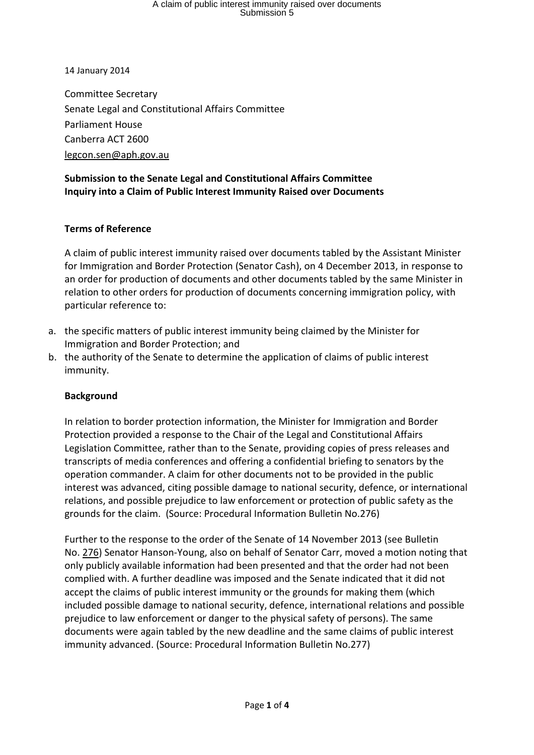14 January 2014

Committee Secretary
Senate Legal and Constitutional Affairs Committee
Parliament House
Canberra ACT 2600
legcon.sen@aph.gov.au

**Submission to the Senate Legal and Constitutional Affairs Committee**
**Inquiry into a Claim of Public Interest Immunity Raised over Documents**

**Terms of Reference**

A claim of public interest immunity raised over documents tabled by the Assistant Minister for Immigration and Border Protection (Senator Cash), on 4 December 2013, in response to an order for production of documents and other documents tabled by the same Minister in relation to other orders for production of documents concerning immigration policy, with particular reference to:

a. the specific matters of public interest immunity being claimed by the Minister for Immigration and Border Protection; and
b. the authority of the Senate to determine the application of claims of public interest immunity.

**Background**

In relation to border protection information, the Minister for Immigration and Border Protection provided a response to the Chair of the Legal and Constitutional Affairs Legislation Committee, rather than to the Senate, providing copies of press releases and transcripts of media conferences and offering a confidential briefing to senators by the operation commander. A claim for other documents not to be provided in the public interest was advanced, citing possible damage to national security, defence, or international relations, and possible prejudice to law enforcement or protection of public safety as the grounds for the claim. (Source: Procedural Information Bulletin No.276)

Further to the response to the order of the Senate of 14 November 2013 (see Bulletin No. 276) Senator Hanson-Young, also on behalf of Senator Carr, moved a motion noting that only publicly available information had been presented and that the order had not been complied with. A further deadline was imposed and the Senate indicated that it did not accept the claims of public interest immunity or the grounds for making them (which included possible damage to national security, defence, international relations and possible prejudice to law enforcement or danger to the physical safety of persons). The same documents were again tabled by the new deadline and the same claims of public interest immunity advanced. (Source: Procedural Information Bulletin No.277)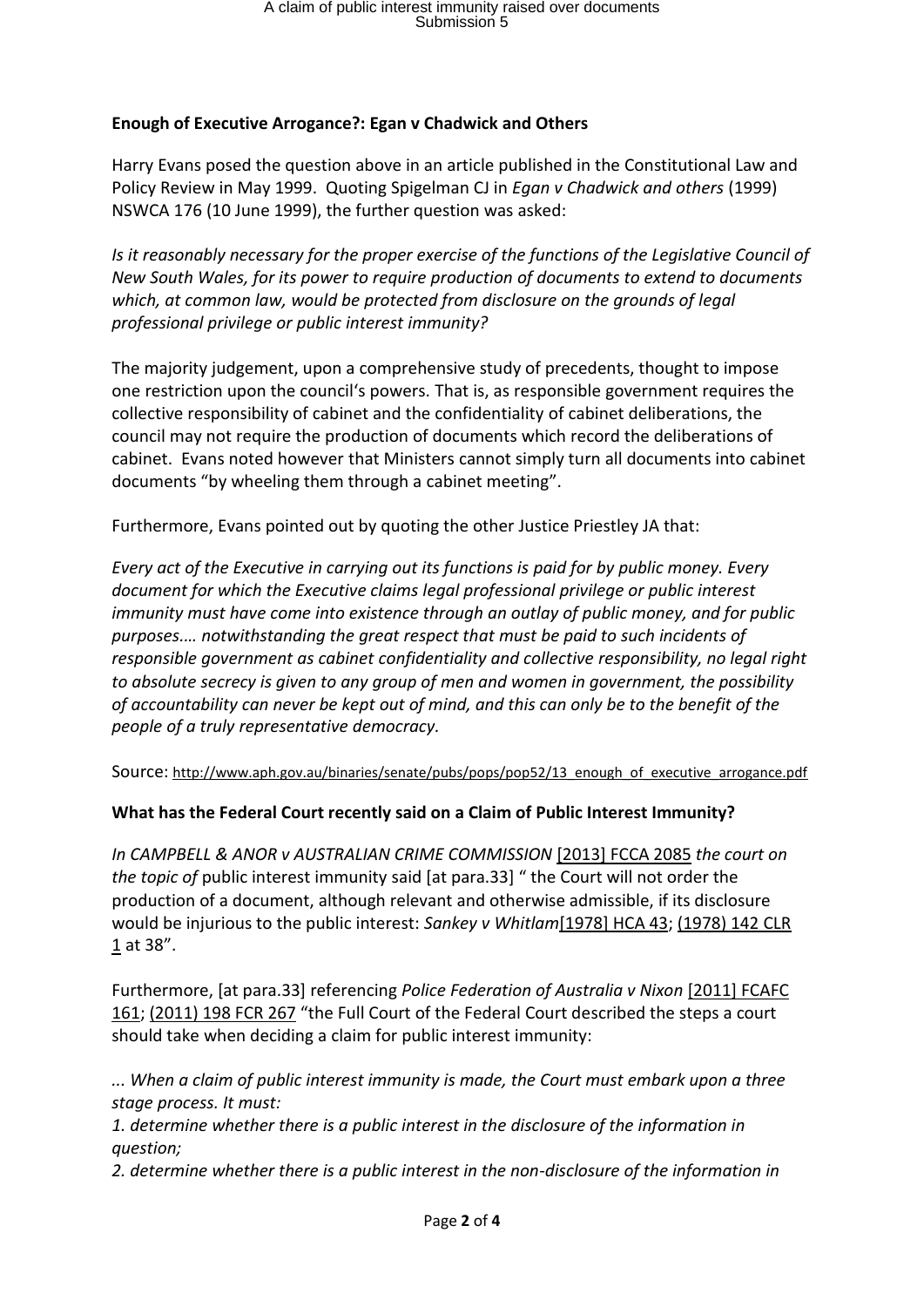**Enough of Executive Arrogance?: Egan v Chadwick and Others**

Harry Evans posed the question above in an article published in the Constitutional Law and Policy Review in May 1999. Quoting Spigelman CJ in *Egan v Chadwick and others* (1999) NSWCA 176 (10 June 1999), the further question was asked:

*Is it reasonably necessary for the proper exercise of the functions of the Legislative Council of New South Wales, for its power to require production of documents to extend to documents which, at common law, would be protected from disclosure on the grounds of legal professional privilege or public interest immunity?*

The majority judgement, upon a comprehensive study of precedents, thought to impose one restriction upon the council's powers. That is, as responsible government requires the collective responsibility of cabinet and the confidentiality of cabinet deliberations, the council may not require the production of documents which record the deliberations of cabinet. Evans noted however that Ministers cannot simply turn all documents into cabinet documents "by wheeling them through a cabinet meeting".

Furthermore, Evans pointed out by quoting the other Justice Priestley JA that:

*Every act of the Executive in carrying out its functions is paid for by public money. Every document for which the Executive claims legal professional privilege or public interest immunity must have come into existence through an outlay of public money, and for public purposes.… notwithstanding the great respect that must be paid to such incidents of responsible government as cabinet confidentiality and collective responsibility, no legal right to absolute secrecy is given to any group of men and women in government, the possibility of accountability can never be kept out of mind, and this can only be to the benefit of the people of a truly representative democracy.*

Source: http://www.aph.gov.au/binaries/senate/pubs/pops/pop52/13_enough_of_executive_arrogance.pdf

**What has the Federal Court recently said on a Claim of Public Interest Immunity?**

*In CAMPBELL & ANOR v AUSTRALIAN CRIME COMMISSION* [2013] FCCA 2085 *the court on the topic of* public interest immunity said [at para.33] " the Court will not order the production of a document, although relevant and otherwise admissible, if its disclosure would be injurious to the public interest: *Sankey v Whitlam*[1978] HCA 43; (1978) 142 CLR 1 at 38".

Furthermore, [at para.33] referencing *Police Federation of Australia v Nixon* [2011] FCAFC 161; (2011) 198 FCR 267 "the Full Court of the Federal Court described the steps a court should take when deciding a claim for public interest immunity:

*... When a claim of public interest immunity is made, the Court must embark upon a three stage process. It must:*

*1. determine whether there is a public interest in the disclosure of the information in question;*

*2. determine whether there is a public interest in the non-disclosure of the information in*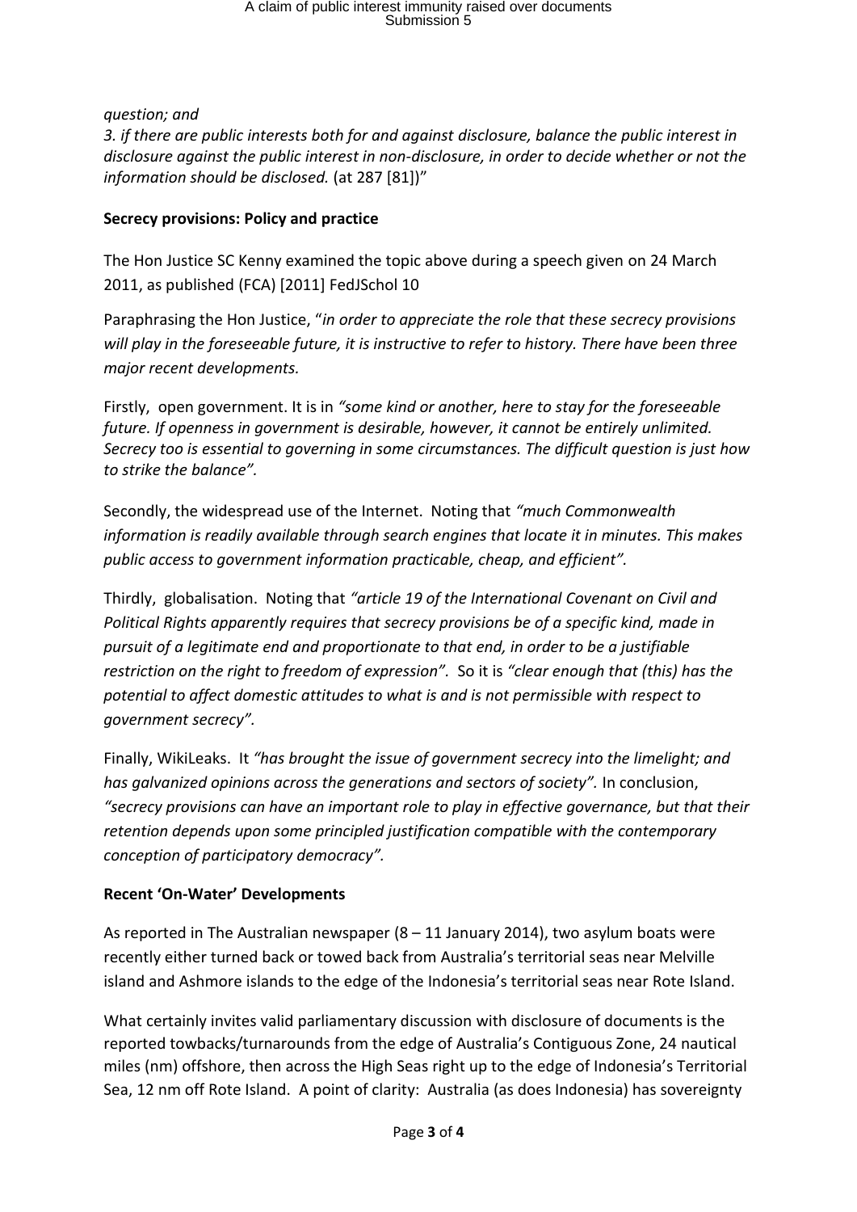*question; and*

*3. if there are public interests both for and against disclosure, balance the public interest in disclosure against the public interest in non-disclosure, in order to decide whether or not the information should be disclosed.* (at 287 [81])"

**Secrecy provisions: Policy and practice**

The Hon Justice SC Kenny examined the topic above during a speech given on 24 March 2011, as published (FCA) [2011] FedJSchol 10

Paraphrasing the Hon Justice, "*in order to appreciate the role that these secrecy provisions will play in the foreseeable future, it is instructive to refer to history. There have been three major recent developments.*

Firstly, open government. It is in *"some kind or another, here to stay for the foreseeable future. If openness in government is desirable, however, it cannot be entirely unlimited. Secrecy too is essential to governing in some circumstances. The difficult question is just how to strike the balance".*

Secondly, the widespread use of the Internet. Noting that *"much Commonwealth information is readily available through search engines that locate it in minutes. This makes public access to government information practicable, cheap, and efficient".*

Thirdly, globalisation. Noting that *"article 19 of the International Covenant on Civil and Political Rights apparently requires that secrecy provisions be of a specific kind, made in pursuit of a legitimate end and proportionate to that end, in order to be a justifiable restriction on the right to freedom of expression".* So it is *"clear enough that (this) has the potential to affect domestic attitudes to what is and is not permissible with respect to government secrecy".*

Finally, WikiLeaks. It *"has brought the issue of government secrecy into the limelight; and has galvanized opinions across the generations and sectors of society".* In conclusion, *"secrecy provisions can have an important role to play in effective governance, but that their retention depends upon some principled justification compatible with the contemporary conception of participatory democracy".*

**Recent 'On-Water' Developments**

As reported in The Australian newspaper (8 – 11 January 2014), two asylum boats were recently either turned back or towed back from Australia's territorial seas near Melville island and Ashmore islands to the edge of the Indonesia's territorial seas near Rote Island.

What certainly invites valid parliamentary discussion with disclosure of documents is the reported towbacks/turnarounds from the edge of Australia's Contiguous Zone, 24 nautical miles (nm) offshore, then across the High Seas right up to the edge of Indonesia's Territorial Sea, 12 nm off Rote Island. A point of clarity: Australia (as does Indonesia) has sovereignty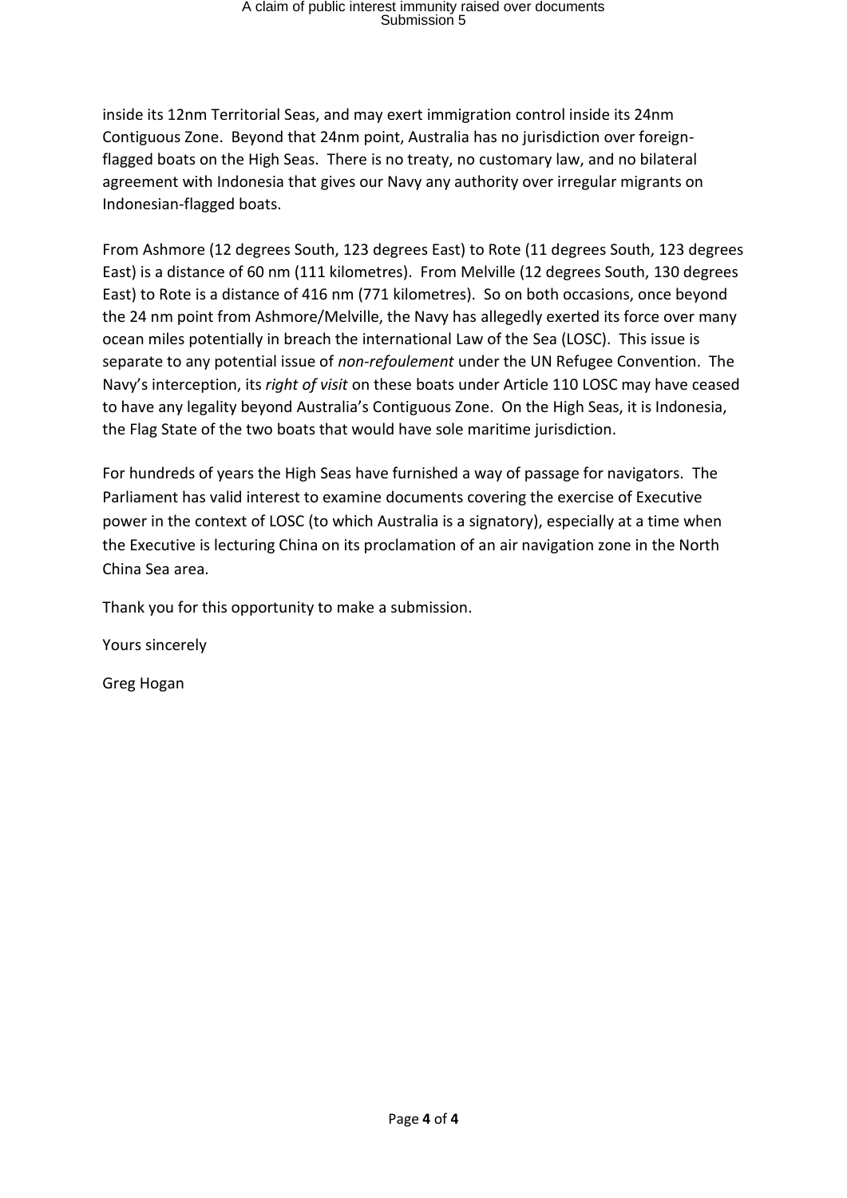inside its 12nm Territorial Seas, and may exert immigration control inside its 24nm Contiguous Zone. Beyond that 24nm point, Australia has no jurisdiction over foreign-flagged boats on the High Seas. There is no treaty, no customary law, and no bilateral agreement with Indonesia that gives our Navy any authority over irregular migrants on Indonesian-flagged boats.

From Ashmore (12 degrees South, 123 degrees East) to Rote (11 degrees South, 123 degrees East) is a distance of 60 nm (111 kilometres). From Melville (12 degrees South, 130 degrees East) to Rote is a distance of 416 nm (771 kilometres). So on both occasions, once beyond the 24 nm point from Ashmore/Melville, the Navy has allegedly exerted its force over many ocean miles potentially in breach the international Law of the Sea (LOSC). This issue is separate to any potential issue of *non-refoulement* under the UN Refugee Convention. The Navy's interception, its *right of visit* on these boats under Article 110 LOSC may have ceased to have any legality beyond Australia's Contiguous Zone. On the High Seas, it is Indonesia, the Flag State of the two boats that would have sole maritime jurisdiction.

For hundreds of years the High Seas have furnished a way of passage for navigators. The Parliament has valid interest to examine documents covering the exercise of Executive power in the context of LOSC (to which Australia is a signatory), especially at a time when the Executive is lecturing China on its proclamation of an air navigation zone in the North China Sea area.

Thank you for this opportunity to make a submission.

Yours sincerely

Greg Hogan